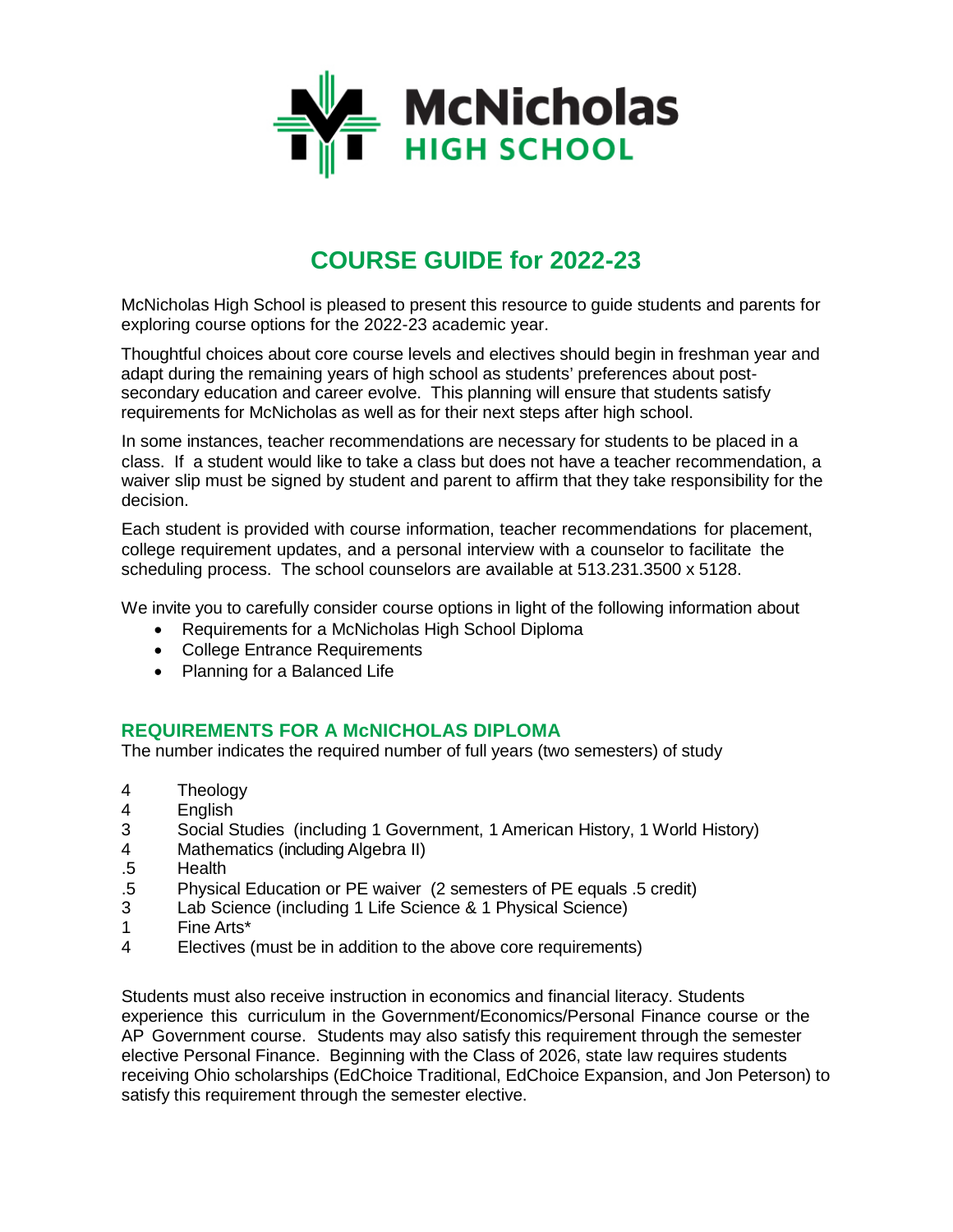McNicholas
HIGH SCHOOL

# COURSE GUIDE for 2022-23

McNicholas High School is pleased to present this resource to guide students and parents for exploring course options for the 2022-23 academic year.

Thoughtful choices about core course levels and electives should begin in freshman year and adapt during the remaining years of high school as students' preferences about post-secondary education and career evolve. This planning will ensure that students satisfy requirements for McNicholas as well as for their next steps after high school.

In some instances, teacher recommendations are necessary for students to be placed in a class. If a student would like to take a class but does not have a teacher recommendation, a waiver slip must be signed by student and parent to affirm that they take responsibility for the decision.

Each student is provided with course information, teacher recommendations for placement, college requirement updates, and a personal interview with a counselor to facilitate the scheduling process. The school counselors are available at 513.231.3500 x 5128.

We invite you to carefully consider course options in light of the following information about

- Requirements for a McNicholas High School Diploma
- College Entrance Requirements
- Planning for a Balanced Life

## REQUIREMENTS FOR A McNICHOLAS DIPLOMA

The number indicates the required number of full years (two semesters) of study

| | |
|---|---|
| 4 | Theology |
| 4 | English |
| 3 | Social Studies (including 1 Government, 1 American History, 1 World History) |
| 4 | Mathematics (including Algebra II) |
| .5 | Health |
| .5 | Physical Education or PE waiver (2 semesters of PE equals .5 credit) |
| 3 | Lab Science (including 1 Life Science & 1 Physical Science) |
| 1 | Fine Arts* |
| 4 | Electives (must be in addition to the above core requirements) |

Students must also receive instruction in economics and financial literacy. Students experience this curriculum in the Government/Economics/Personal Finance course or the AP Government course. Students may also satisfy this requirement through the semester elective Personal Finance. Beginning with the Class of 2026, state law requires students receiving Ohio scholarships (EdChoice Traditional, EdChoice Expansion, and Jon Peterson) to satisfy this requirement through the semester elective.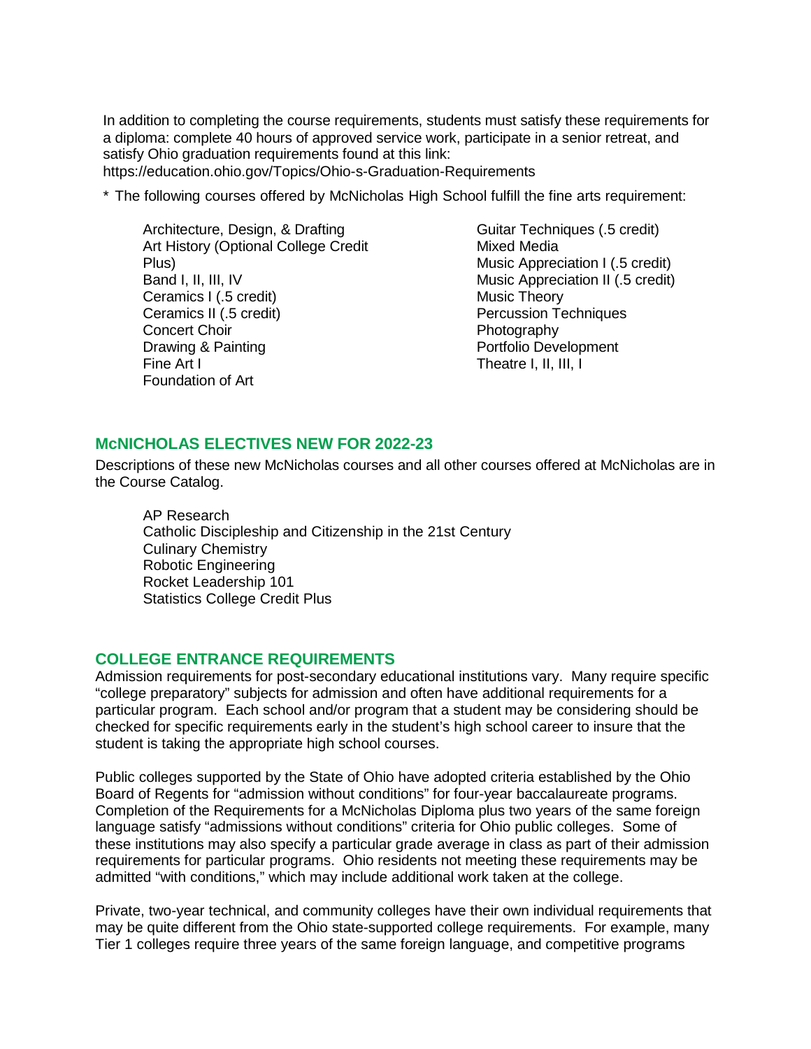In addition to completing the course requirements, students must satisfy these requirements for a diploma: complete 40 hours of approved service work, participate in a senior retreat, and satisfy Ohio graduation requirements found at this link: https://education.ohio.gov/Topics/Ohio-s-Graduation-Requirements

* The following courses offered by McNicholas High School fulfill the fine arts requirement:

- Architecture, Design, & Drafting
- Art History (Optional College Credit Plus)
- Band I, II, III, IV
- Ceramics I (.5 credit)
- Ceramics II (.5 credit)
- Concert Choir
- Drawing & Painting
- Fine Art I
- Foundation of Art
- Guitar Techniques (.5 credit)
- Mixed Media
- Music Appreciation I (.5 credit)
- Music Appreciation II (.5 credit)
- Music Theory
- Percussion Techniques
- Photography
- Portfolio Development
- Theatre I, II, III, I

## McNICHOLAS ELECTIVES NEW FOR 2022-23

Descriptions of these new McNicholas courses and all other courses offered at McNicholas are in the Course Catalog.

- AP Research
- Catholic Discipleship and Citizenship in the 21st Century
- Culinary Chemistry
- Robotic Engineering
- Rocket Leadership 101
- Statistics College Credit Plus

## COLLEGE ENTRANCE REQUIREMENTS

Admission requirements for post-secondary educational institutions vary. Many require specific "college preparatory" subjects for admission and often have additional requirements for a particular program. Each school and/or program that a student may be considering should be checked for specific requirements early in the student's high school career to insure that the student is taking the appropriate high school courses.

Public colleges supported by the State of Ohio have adopted criteria established by the Ohio Board of Regents for "admission without conditions" for four-year baccalaureate programs. Completion of the Requirements for a McNicholas Diploma plus two years of the same foreign language satisfy "admissions without conditions" criteria for Ohio public colleges. Some of these institutions may also specify a particular grade average in class as part of their admission requirements for particular programs. Ohio residents not meeting these requirements may be admitted "with conditions," which may include additional work taken at the college.

Private, two-year technical, and community colleges have their own individual requirements that may be quite different from the Ohio state-supported college requirements. For example, many Tier 1 colleges require three years of the same foreign language, and competitive programs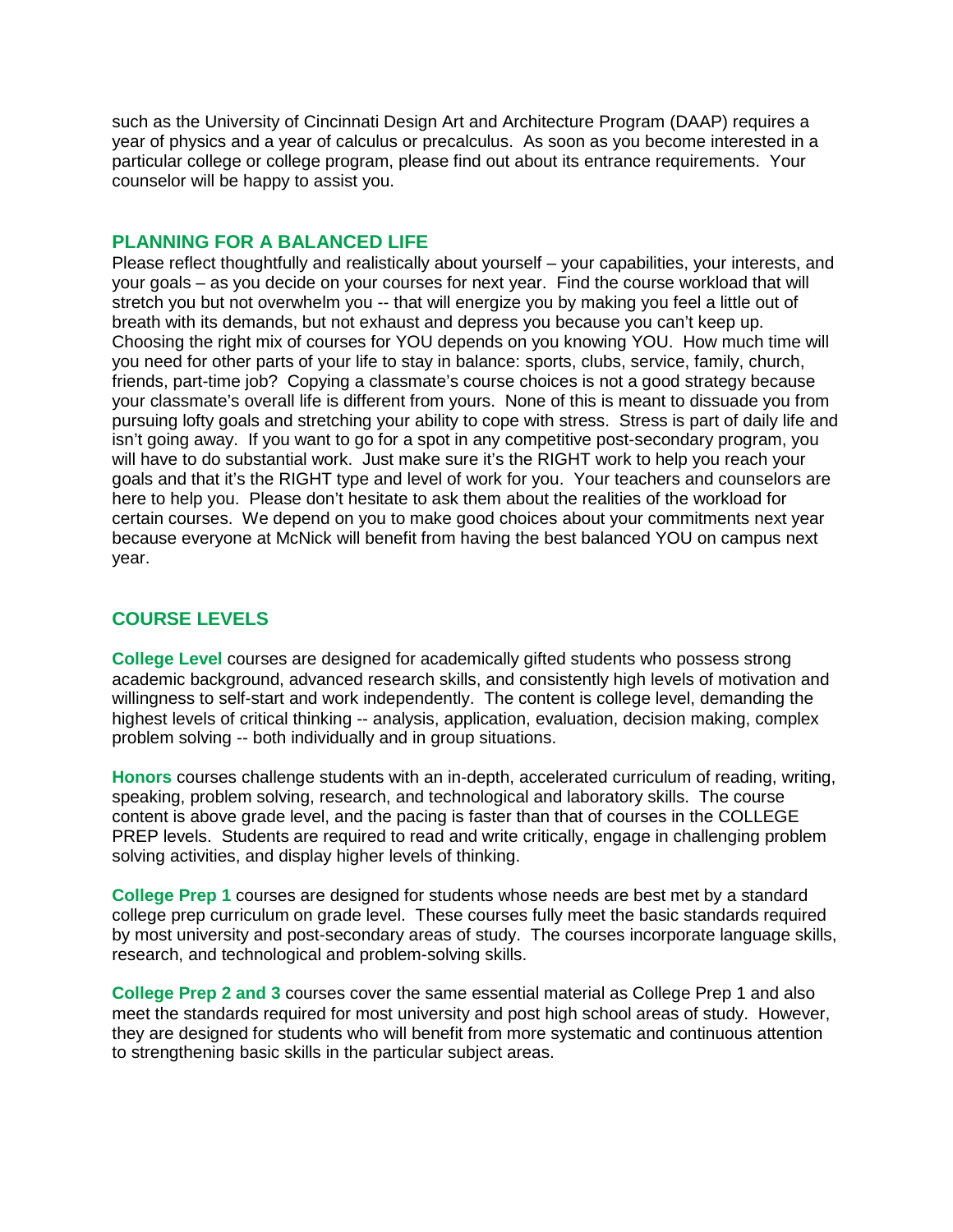such as the University of Cincinnati Design Art and Architecture Program (DAAP) requires a year of physics and a year of calculus or precalculus. As soon as you become interested in a particular college or college program, please find out about its entrance requirements. Your counselor will be happy to assist you.

## PLANNING FOR A BALANCED LIFE

Please reflect thoughtfully and realistically about yourself – your capabilities, your interests, and your goals – as you decide on your courses for next year. Find the course workload that will stretch you but not overwhelm you -- that will energize you by making you feel a little out of breath with its demands, but not exhaust and depress you because you can't keep up. Choosing the right mix of courses for YOU depends on you knowing YOU. How much time will you need for other parts of your life to stay in balance: sports, clubs, service, family, church, friends, part-time job? Copying a classmate's course choices is not a good strategy because your classmate's overall life is different from yours. None of this is meant to dissuade you from pursuing lofty goals and stretching your ability to cope with stress. Stress is part of daily life and isn't going away. If you want to go for a spot in any competitive post-secondary program, you will have to do substantial work. Just make sure it's the RIGHT work to help you reach your goals and that it's the RIGHT type and level of work for you. Your teachers and counselors are here to help you. Please don't hesitate to ask them about the realities of the workload for certain courses. We depend on you to make good choices about your commitments next year because everyone at McNick will benefit from having the best balanced YOU on campus next year.

## COURSE LEVELS

**College Level** courses are designed for academically gifted students who possess strong academic background, advanced research skills, and consistently high levels of motivation and willingness to self-start and work independently. The content is college level, demanding the highest levels of critical thinking -- analysis, application, evaluation, decision making, complex problem solving -- both individually and in group situations.

**Honors** courses challenge students with an in-depth, accelerated curriculum of reading, writing, speaking, problem solving, research, and technological and laboratory skills. The course content is above grade level, and the pacing is faster than that of courses in the COLLEGE PREP levels. Students are required to read and write critically, engage in challenging problem solving activities, and display higher levels of thinking.

**College Prep 1** courses are designed for students whose needs are best met by a standard college prep curriculum on grade level. These courses fully meet the basic standards required by most university and post-secondary areas of study. The courses incorporate language skills, research, and technological and problem-solving skills.

**College Prep 2 and 3** courses cover the same essential material as College Prep 1 and also meet the standards required for most university and post high school areas of study. However, they are designed for students who will benefit from more systematic and continuous attention to strengthening basic skills in the particular subject areas.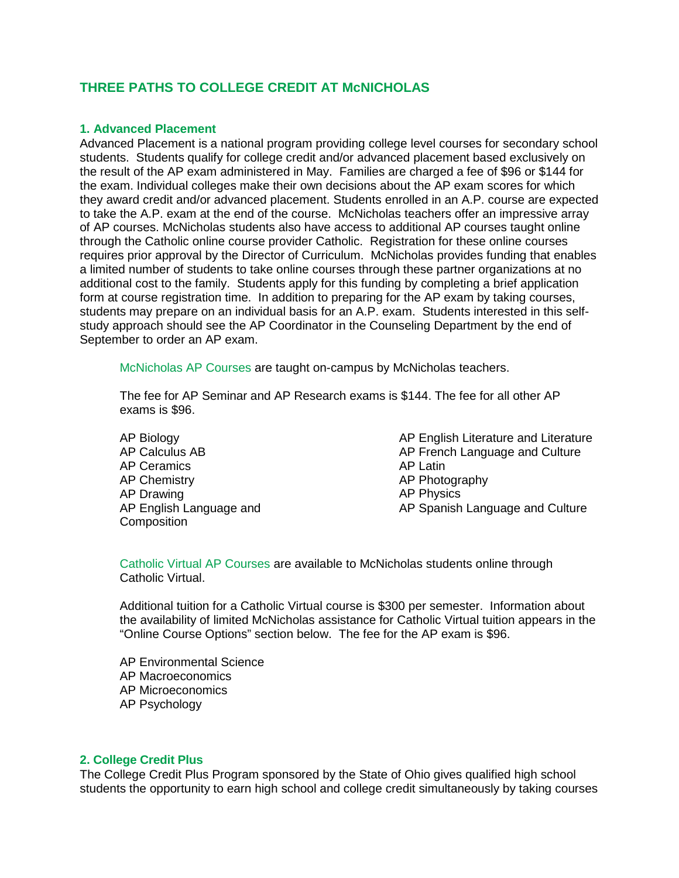## THREE PATHS TO COLLEGE CREDIT AT McNICHOLAS

### 1. Advanced Placement

Advanced Placement is a national program providing college level courses for secondary school students. Students qualify for college credit and/or advanced placement based exclusively on the result of the AP exam administered in May. Families are charged a fee of $96 or $144 for the exam. Individual colleges make their own decisions about the AP exam scores for which they award credit and/or advanced placement. Students enrolled in an A.P. course are expected to take the A.P. exam at the end of the course. McNicholas teachers offer an impressive array of AP courses. McNicholas students also have access to additional AP courses taught online through the Catholic online course provider Catholic. Registration for these online courses requires prior approval by the Director of Curriculum. McNicholas provides funding that enables a limited number of students to take online courses through these partner organizations at no additional cost to the family. Students apply for this funding by completing a brief application form at course registration time. In addition to preparing for the AP exam by taking courses, students may prepare on an individual basis for an A.P. exam. Students interested in this self-study approach should see the AP Coordinator in the Counseling Department by the end of September to order an AP exam.

McNicholas AP Courses are taught on-campus by McNicholas teachers.

The fee for AP Seminar and AP Research exams is $144. The fee for all other AP exams is $96.

- AP Biology
- AP Calculus AB
- AP Ceramics
- AP Chemistry
- AP Drawing
- AP English Language and Composition
- AP English Literature and Literature
- AP French Language and Culture
- AP Latin
- AP Photography
- AP Physics
- AP Spanish Language and Culture

Catholic Virtual AP Courses are available to McNicholas students online through Catholic Virtual.

Additional tuition for a Catholic Virtual course is $300 per semester. Information about the availability of limited McNicholas assistance for Catholic Virtual tuition appears in the "Online Course Options" section below. The fee for the AP exam is $96.

- AP Environmental Science
- AP Macroeconomics
- AP Microeconomics
- AP Psychology

### 2. College Credit Plus

The College Credit Plus Program sponsored by the State of Ohio gives qualified high school students the opportunity to earn high school and college credit simultaneously by taking courses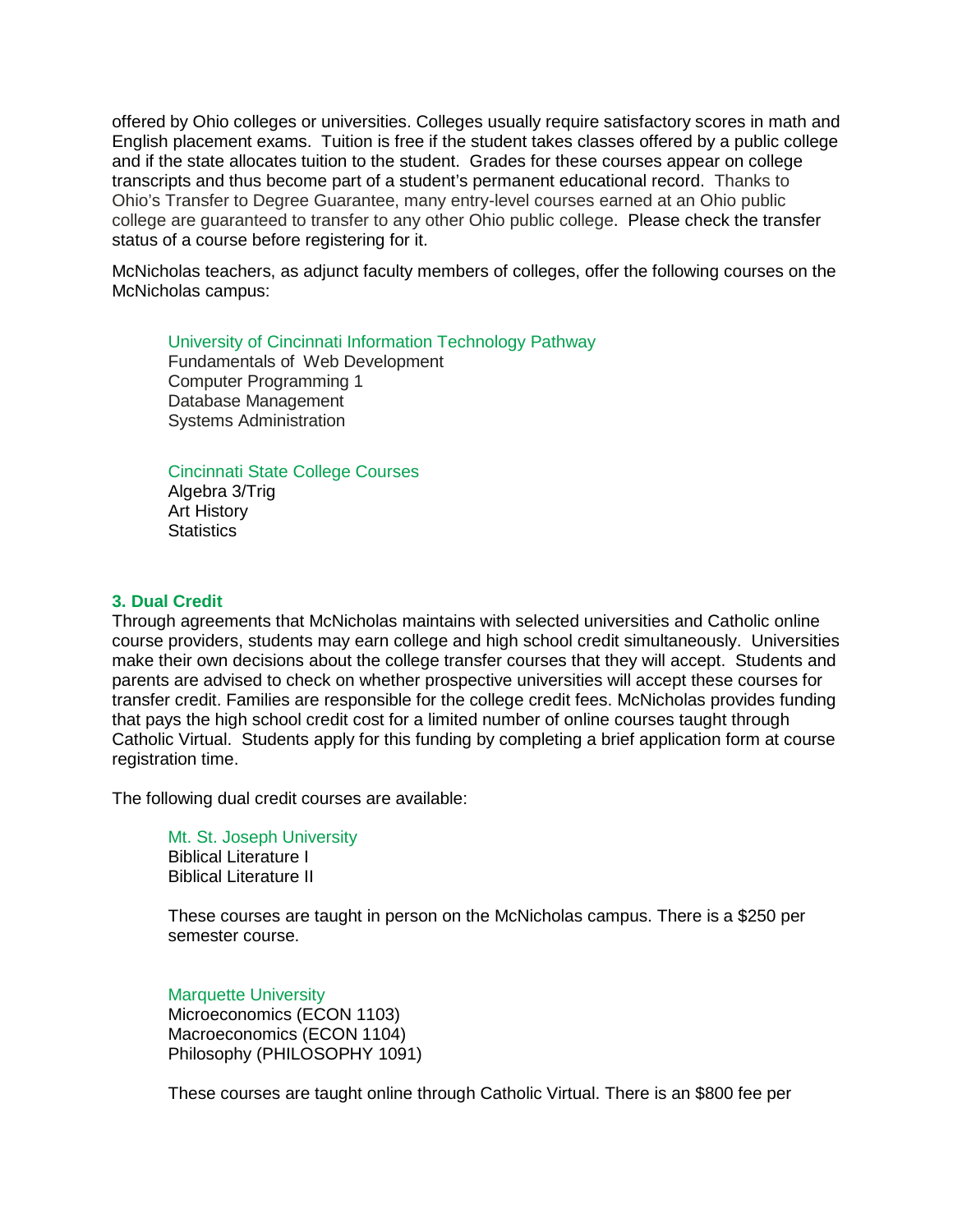offered by Ohio colleges or universities. Colleges usually require satisfactory scores in math and English placement exams. Tuition is free if the student takes classes offered by a public college and if the state allocates tuition to the student. Grades for these courses appear on college transcripts and thus become part of a student's permanent educational record. Thanks to Ohio's Transfer to Degree Guarantee, many entry-level courses earned at an Ohio public college are guaranteed to transfer to any other Ohio public college. Please check the transfer status of a course before registering for it.

McNicholas teachers, as adjunct faculty members of colleges, offer the following courses on the McNicholas campus:

University of Cincinnati Information Technology Pathway
Fundamentals of Web Development
Computer Programming 1
Database Management
Systems Administration

Cincinnati State College Courses
Algebra 3/Trig
Art History
Statistics

### 3. Dual Credit

Through agreements that McNicholas maintains with selected universities and Catholic online course providers, students may earn college and high school credit simultaneously. Universities make their own decisions about the college transfer courses that they will accept. Students and parents are advised to check on whether prospective universities will accept these courses for transfer credit. Families are responsible for the college credit fees. McNicholas provides funding that pays the high school credit cost for a limited number of online courses taught through Catholic Virtual. Students apply for this funding by completing a brief application form at course registration time.

The following dual credit courses are available:

Mt. St. Joseph University
Biblical Literature I
Biblical Literature II

These courses are taught in person on the McNicholas campus. There is a $250 per semester course.

Marquette University
Microeconomics (ECON 1103)
Macroeconomics (ECON 1104)
Philosophy (PHILOSOPHY 1091)

These courses are taught online through Catholic Virtual. There is an $800 fee per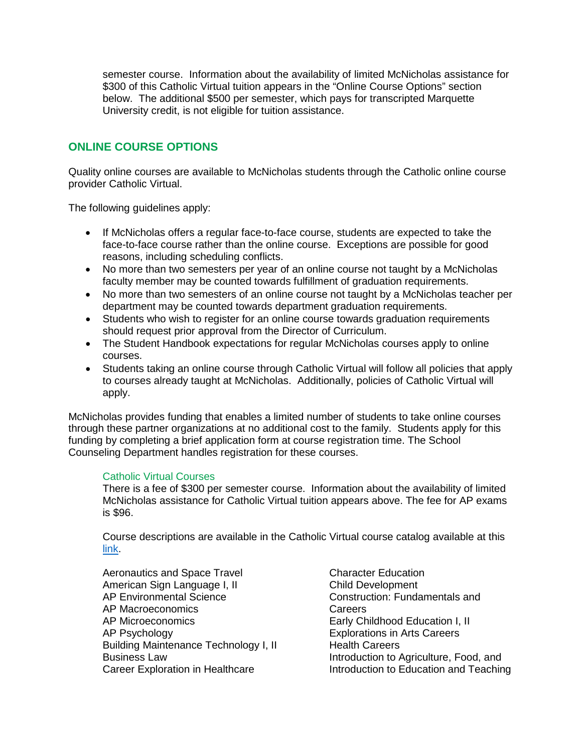semester course. Information about the availability of limited McNicholas assistance for $300 of this Catholic Virtual tuition appears in the "Online Course Options" section below. The additional $500 per semester, which pays for transcripted Marquette University credit, is not eligible for tuition assistance.

## ONLINE COURSE OPTIONS

Quality online courses are available to McNicholas students through the Catholic online course provider Catholic Virtual.

The following guidelines apply:

- If McNicholas offers a regular face-to-face course, students are expected to take the face-to-face course rather than the online course. Exceptions are possible for good reasons, including scheduling conflicts.
- No more than two semesters per year of an online course not taught by a McNicholas faculty member may be counted towards fulfillment of graduation requirements.
- No more than two semesters of an online course not taught by a McNicholas teacher per department may be counted towards department graduation requirements.
- Students who wish to register for an online course towards graduation requirements should request prior approval from the Director of Curriculum.
- The Student Handbook expectations for regular McNicholas courses apply to online courses.
- Students taking an online course through Catholic Virtual will follow all policies that apply to courses already taught at McNicholas. Additionally, policies of Catholic Virtual will apply.

McNicholas provides funding that enables a limited number of students to take online courses through these partner organizations at no additional cost to the family. Students apply for this funding by completing a brief application form at course registration time. The School Counseling Department handles registration for these courses.

### Catholic Virtual Courses

There is a fee of $300 per semester course. Information about the availability of limited McNicholas assistance for Catholic Virtual tuition appears above. The fee for AP exams is $96.

Course descriptions are available in the Catholic Virtual course catalog available at this link.

Aeronautics and Space Travel
American Sign Language I, II
AP Environmental Science
AP Macroeconomics
AP Microeconomics
AP Psychology
Building Maintenance Technology I, II
Business Law
Career Exploration in Healthcare
Character Education
Child Development
Construction: Fundamentals and Careers
Early Childhood Education I, II
Explorations in Arts Careers
Health Careers
Introduction to Agriculture, Food, and
Introduction to Education and Teaching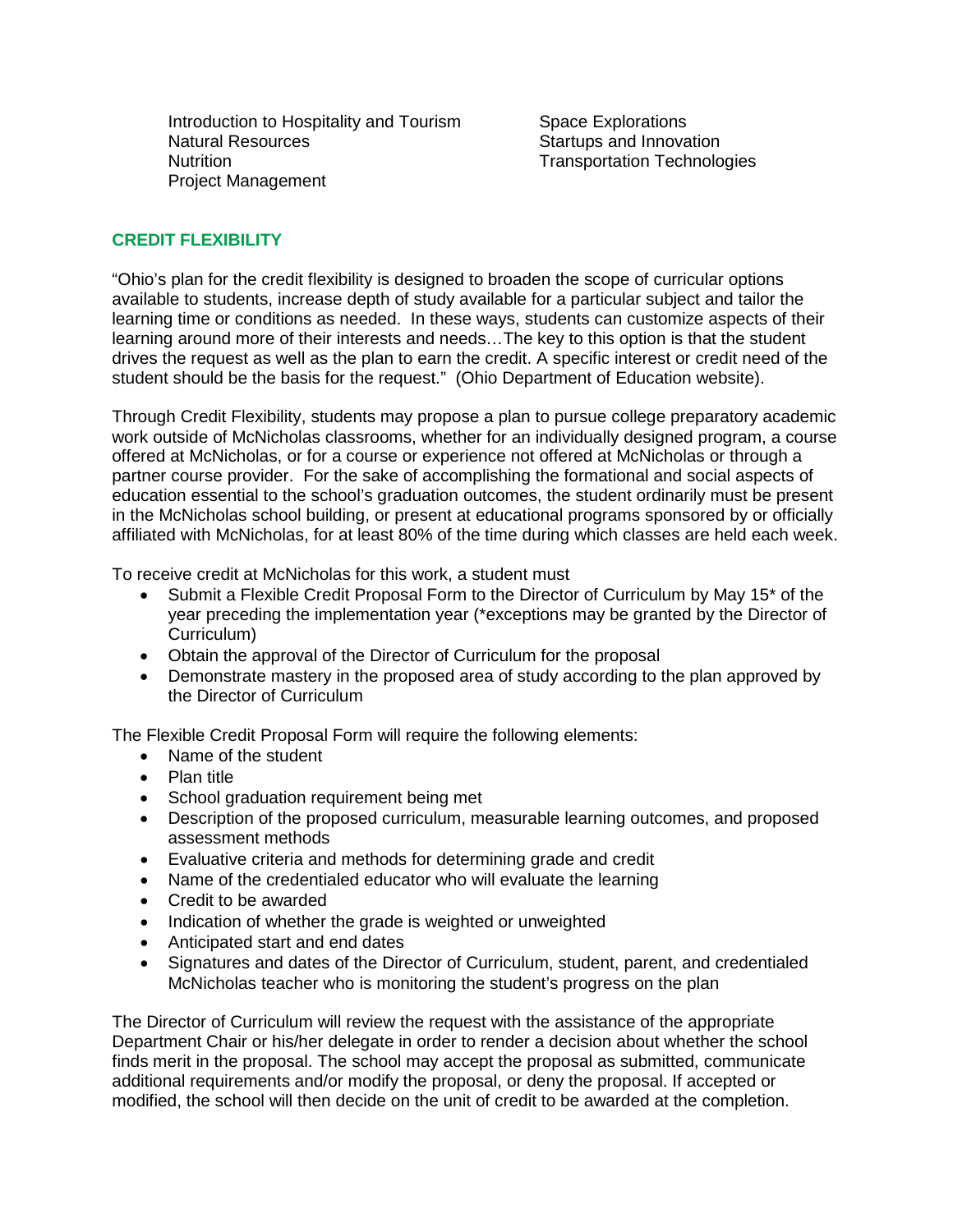- Introduction to Hospitality and Tourism
- Natural Resources
- Nutrition
- Project Management
- Space Explorations
- Startups and Innovation
- Transportation Technologies

## CREDIT FLEXIBILITY

"Ohio's plan for the credit flexibility is designed to broaden the scope of curricular options available to students, increase depth of study available for a particular subject and tailor the learning time or conditions as needed. In these ways, students can customize aspects of their learning around more of their interests and needs…The key to this option is that the student drives the request as well as the plan to earn the credit. A specific interest or credit need of the student should be the basis for the request." (Ohio Department of Education website).

Through Credit Flexibility, students may propose a plan to pursue college preparatory academic work outside of McNicholas classrooms, whether for an individually designed program, a course offered at McNicholas, or for a course or experience not offered at McNicholas or through a partner course provider. For the sake of accomplishing the formational and social aspects of education essential to the school's graduation outcomes, the student ordinarily must be present in the McNicholas school building, or present at educational programs sponsored by or officially affiliated with McNicholas, for at least 80% of the time during which classes are held each week.

To receive credit at McNicholas for this work, a student must

- Submit a Flexible Credit Proposal Form to the Director of Curriculum by May 15* of the year preceding the implementation year (*exceptions may be granted by the Director of Curriculum)
- Obtain the approval of the Director of Curriculum for the proposal
- Demonstrate mastery in the proposed area of study according to the plan approved by the Director of Curriculum

The Flexible Credit Proposal Form will require the following elements:

- Name of the student
- Plan title
- School graduation requirement being met
- Description of the proposed curriculum, measurable learning outcomes, and proposed assessment methods
- Evaluative criteria and methods for determining grade and credit
- Name of the credentialed educator who will evaluate the learning
- Credit to be awarded
- Indication of whether the grade is weighted or unweighted
- Anticipated start and end dates
- Signatures and dates of the Director of Curriculum, student, parent, and credentialed McNicholas teacher who is monitoring the student's progress on the plan

The Director of Curriculum will review the request with the assistance of the appropriate Department Chair or his/her delegate in order to render a decision about whether the school finds merit in the proposal. The school may accept the proposal as submitted, communicate additional requirements and/or modify the proposal, or deny the proposal. If accepted or modified, the school will then decide on the unit of credit to be awarded at the completion.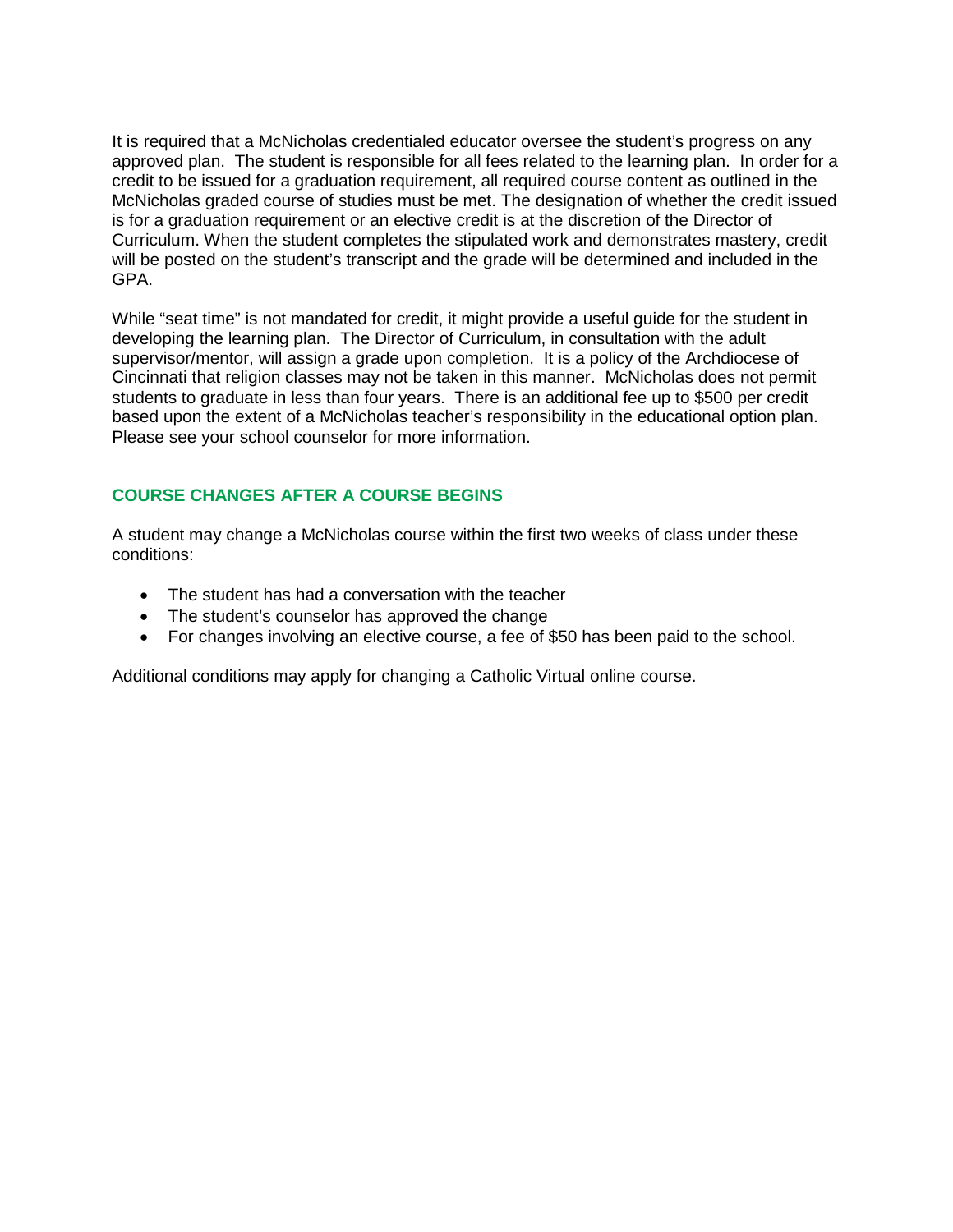It is required that a McNicholas credentialed educator oversee the student's progress on any approved plan. The student is responsible for all fees related to the learning plan. In order for a credit to be issued for a graduation requirement, all required course content as outlined in the McNicholas graded course of studies must be met. The designation of whether the credit issued is for a graduation requirement or an elective credit is at the discretion of the Director of Curriculum. When the student completes the stipulated work and demonstrates mastery, credit will be posted on the student's transcript and the grade will be determined and included in the GPA.

While "seat time" is not mandated for credit, it might provide a useful guide for the student in developing the learning plan. The Director of Curriculum, in consultation with the adult supervisor/mentor, will assign a grade upon completion. It is a policy of the Archdiocese of Cincinnati that religion classes may not be taken in this manner. McNicholas does not permit students to graduate in less than four years. There is an additional fee up to $500 per credit based upon the extent of a McNicholas teacher's responsibility in the educational option plan. Please see your school counselor for more information.

## COURSE CHANGES AFTER A COURSE BEGINS

A student may change a McNicholas course within the first two weeks of class under these conditions:

- The student has had a conversation with the teacher
- The student's counselor has approved the change
- For changes involving an elective course, a fee of $50 has been paid to the school.

Additional conditions may apply for changing a Catholic Virtual online course.